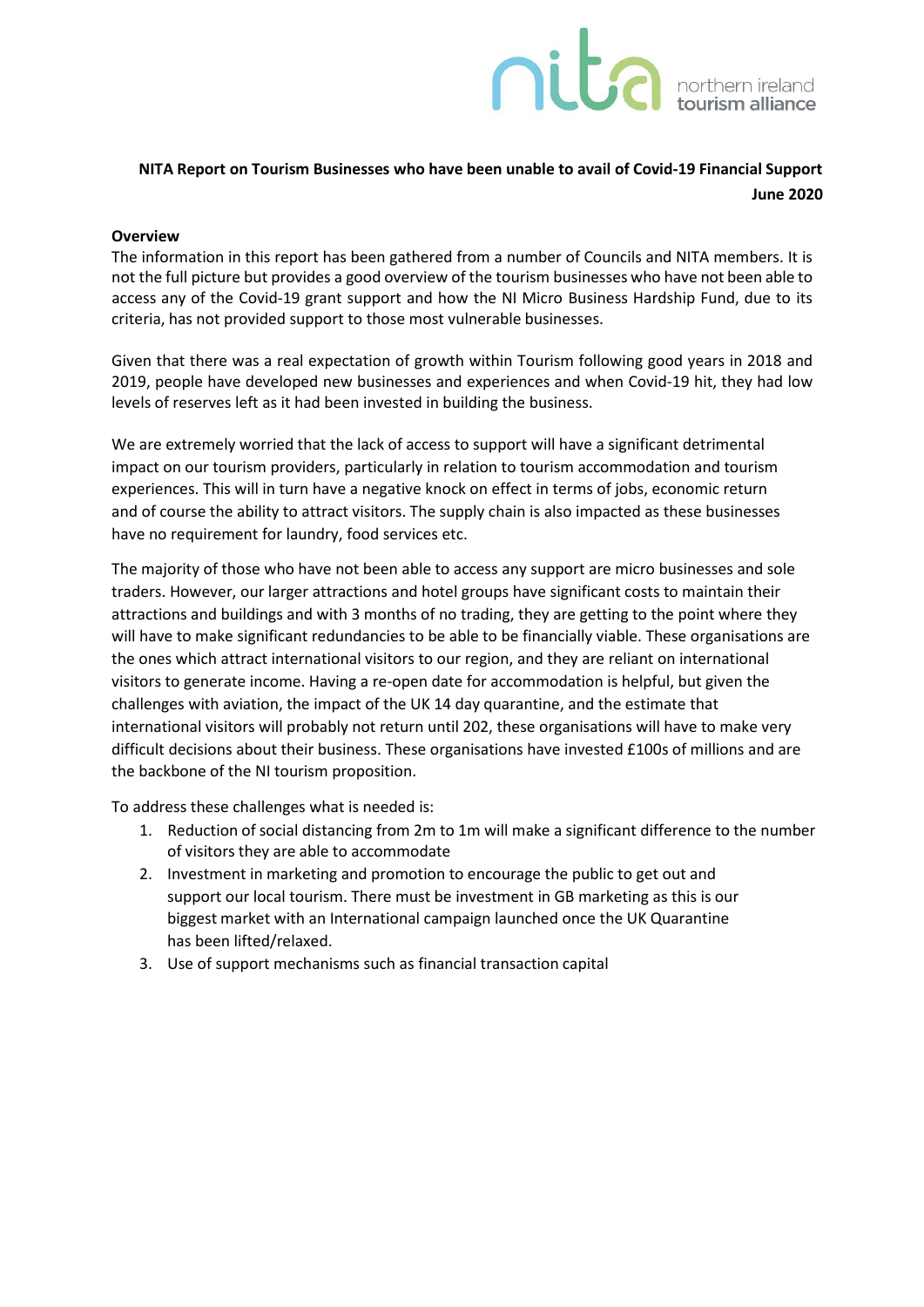nita northern ireland tourism alliance

**NITA Report on Tourism Businesses who have been unable to avail of Covid-19 Financial Support**
**June 2020**

## Overview

The information in this report has been gathered from a number of Councils and NITA members. It is not the full picture but provides a good overview of the tourism businesses who have not been able to access any of the Covid-19 grant support and how the NI Micro Business Hardship Fund, due to its criteria, has not provided support to those most vulnerable businesses.

Given that there was a real expectation of growth within Tourism following good years in 2018 and 2019, people have developed new businesses and experiences and when Covid-19 hit, they had low levels of reserves left as it had been invested in building the business.

We are extremely worried that the lack of access to support will have a significant detrimental impact on our tourism providers, particularly in relation to tourism accommodation and tourism experiences. This will in turn have a negative knock on effect in terms of jobs, economic return and of course the ability to attract visitors. The supply chain is also impacted as these businesses have no requirement for laundry, food services etc.

The majority of those who have not been able to access any support are micro businesses and sole traders. However, our larger attractions and hotel groups have significant costs to maintain their attractions and buildings and with 3 months of no trading, they are getting to the point where they will have to make significant redundancies to be able to be financially viable. These organisations are the ones which attract international visitors to our region, and they are reliant on international visitors to generate income. Having a re-open date for accommodation is helpful, but given the challenges with aviation, the impact of the UK 14 day quarantine, and the estimate that international visitors will probably not return until 202, these organisations will have to make very difficult decisions about their business. These organisations have invested £100s of millions and are the backbone of the NI tourism proposition.

To address these challenges what is needed is:

1. Reduction of social distancing from 2m to 1m will make a significant difference to the number of visitors they are able to accommodate
2. Investment in marketing and promotion to encourage the public to get out and support our local tourism. There must be investment in GB marketing as this is our biggest market with an International campaign launched once the UK Quarantine has been lifted/relaxed.
3. Use of support mechanisms such as financial transaction capital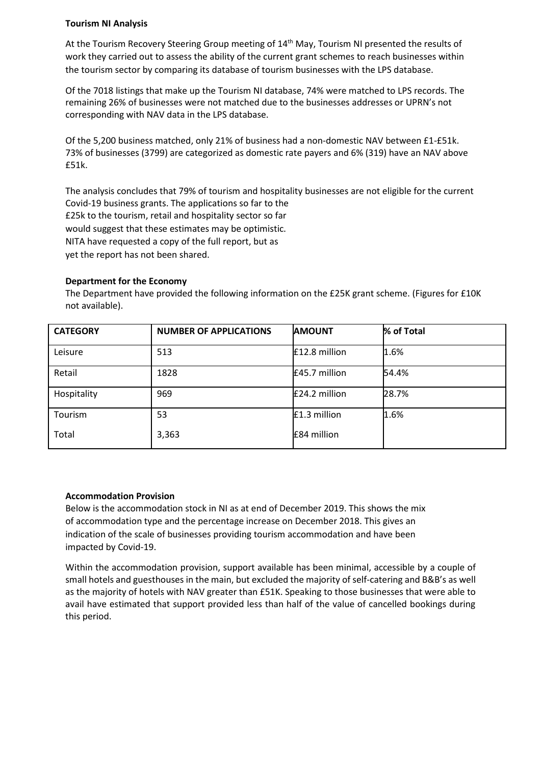**Tourism NI Analysis**

At the Tourism Recovery Steering Group meeting of 14th May, Tourism NI presented the results of work they carried out to assess the ability of the current grant schemes to reach businesses within the tourism sector by comparing its database of tourism businesses with the LPS database.

Of the 7018 listings that make up the Tourism NI database, 74% were matched to LPS records. The remaining 26% of businesses were not matched due to the businesses addresses or UPRN's not corresponding with NAV data in the LPS database.

Of the 5,200 business matched, only 21% of business had a non-domestic NAV between £1-£51k. 73% of businesses (3799) are categorized as domestic rate payers and 6% (319) have an NAV above £51k.

The analysis concludes that 79% of tourism and hospitality businesses are not eligible for the current Covid-19 business grants. The applications so far to the £25k to the tourism, retail and hospitality sector so far would suggest that these estimates may be optimistic. NITA have requested a copy of the full report, but as yet the report has not been shared.

**Department for the Economy**

The Department have provided the following information on the £25K grant scheme. (Figures for £10K not available).

| CATEGORY | NUMBER OF APPLICATIONS | AMOUNT | % of Total |
|---|---|---|---|
| Leisure | 513 | £12.8 million | 1.6% |
| Retail | 1828 | £45.7 million | 54.4% |
| Hospitality | 969 | £24.2 million | 28.7% |
| Tourism | 53 | £1.3 million | 1.6% |
| Total | 3,363 | £84 million | |

**Accommodation Provision**

Below is the accommodation stock in NI as at end of December 2019. This shows the mix of accommodation type and the percentage increase on December 2018. This gives an indication of the scale of businesses providing tourism accommodation and have been impacted by Covid-19.

Within the accommodation provision, support available has been minimal, accessible by a couple of small hotels and guesthouses in the main, but excluded the majority of self-catering and B&B's as well as the majority of hotels with NAV greater than £51K. Speaking to those businesses that were able to avail have estimated that support provided less than half of the value of cancelled bookings during this period.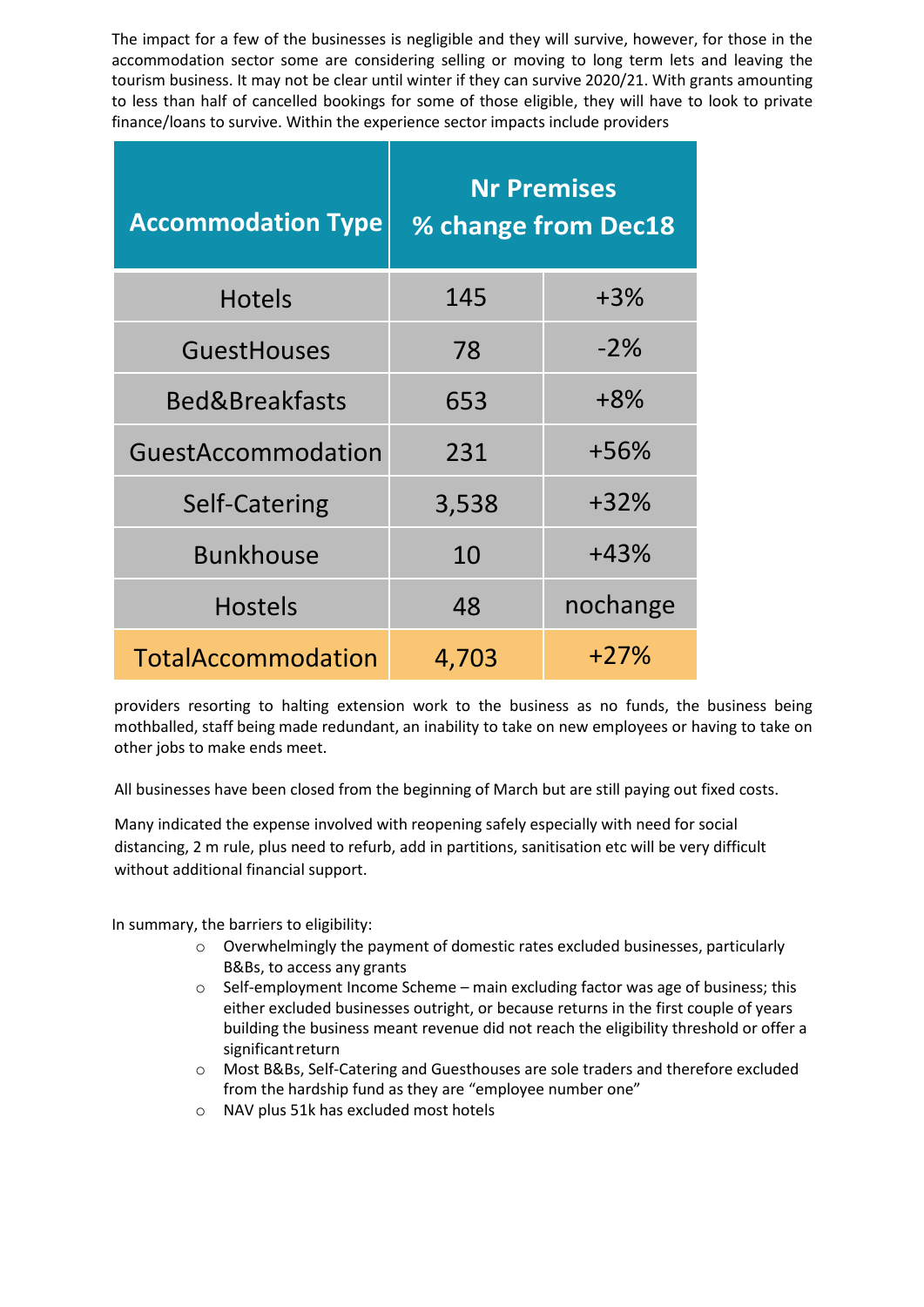The impact for a few of the businesses is negligible and they will survive, however, for those in the accommodation sector some are considering selling or moving to long term lets and leaving the tourism business. It may not be clear until winter if they can survive 2020/21. With grants amounting to less than half of cancelled bookings for some of those eligible, they will have to look to private finance/loans to survive. Within the experience sector impacts include providers

| Accommodation Type | Nr Premises | % change from Dec18 |
|---|---|---|
| Hotels | 145 | +3% |
| GuestHouses | 78 | -2% |
| Bed&Breakfasts | 653 | +8% |
| GuestAccommodation | 231 | +56% |
| Self-Catering | 3,538 | +32% |
| Bunkhouse | 10 | +43% |
| Hostels | 48 | nochange |
| TotalAccommodation | 4,703 | +27% |

providers resorting to halting extension work to the business as no funds, the business being mothballed, staff being made redundant, an inability to take on new employees or having to take on other jobs to make ends meet.

All businesses have been closed from the beginning of March but are still paying out fixed costs.

Many indicated the expense involved with reopening safely especially with need for social distancing, 2 m rule, plus need to refurb, add in partitions, sanitisation etc will be very difficult without additional financial support.

In summary, the barriers to eligibility:

- Overwhelmingly the payment of domestic rates excluded businesses, particularly B&Bs, to access any grants
- Self-employment Income Scheme – main excluding factor was age of business; this either excluded businesses outright, or because returns in the first couple of years building the business meant revenue did not reach the eligibility threshold or offer a significant return
- Most B&Bs, Self-Catering and Guesthouses are sole traders and therefore excluded from the hardship fund as they are "employee number one"
- NAV plus 51k has excluded most hotels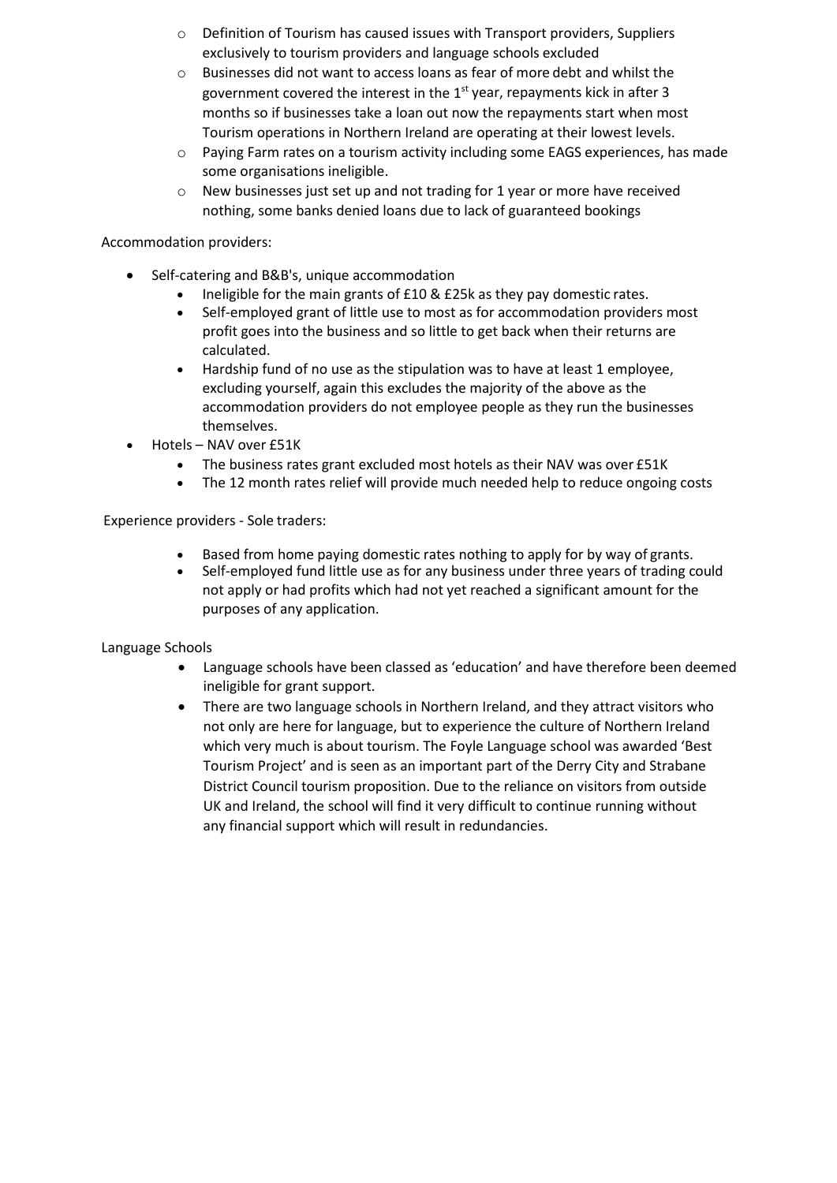- Definition of Tourism has caused issues with Transport providers, Suppliers exclusively to tourism providers and language schools excluded
- Businesses did not want to access loans as fear of more debt and whilst the government covered the interest in the 1st year, repayments kick in after 3 months so if businesses take a loan out now the repayments start when most Tourism operations in Northern Ireland are operating at their lowest levels.
- Paying Farm rates on a tourism activity including some EAGS experiences, has made some organisations ineligible.
- New businesses just set up and not trading for 1 year or more have received nothing, some banks denied loans due to lack of guaranteed bookings

Accommodation providers:

- Self-catering and B&B's, unique accommodation
  - Ineligible for the main grants of £10 & £25k as they pay domestic rates.
  - Self-employed grant of little use to most as for accommodation providers most profit goes into the business and so little to get back when their returns are calculated.
  - Hardship fund of no use as the stipulation was to have at least 1 employee, excluding yourself, again this excludes the majority of the above as the accommodation providers do not employee people as they run the businesses themselves.
- Hotels – NAV over £51K
  - The business rates grant excluded most hotels as their NAV was over £51K
  - The 12 month rates relief will provide much needed help to reduce ongoing costs

Experience providers - Sole traders:

- Based from home paying domestic rates nothing to apply for by way of grants.
- Self-employed fund little use as for any business under three years of trading could not apply or had profits which had not yet reached a significant amount for the purposes of any application.

Language Schools

- Language schools have been classed as 'education' and have therefore been deemed ineligible for grant support.
- There are two language schools in Northern Ireland, and they attract visitors who not only are here for language, but to experience the culture of Northern Ireland which very much is about tourism. The Foyle Language school was awarded 'Best Tourism Project' and is seen as an important part of the Derry City and Strabane District Council tourism proposition. Due to the reliance on visitors from outside UK and Ireland, the school will find it very difficult to continue running without any financial support which will result in redundancies.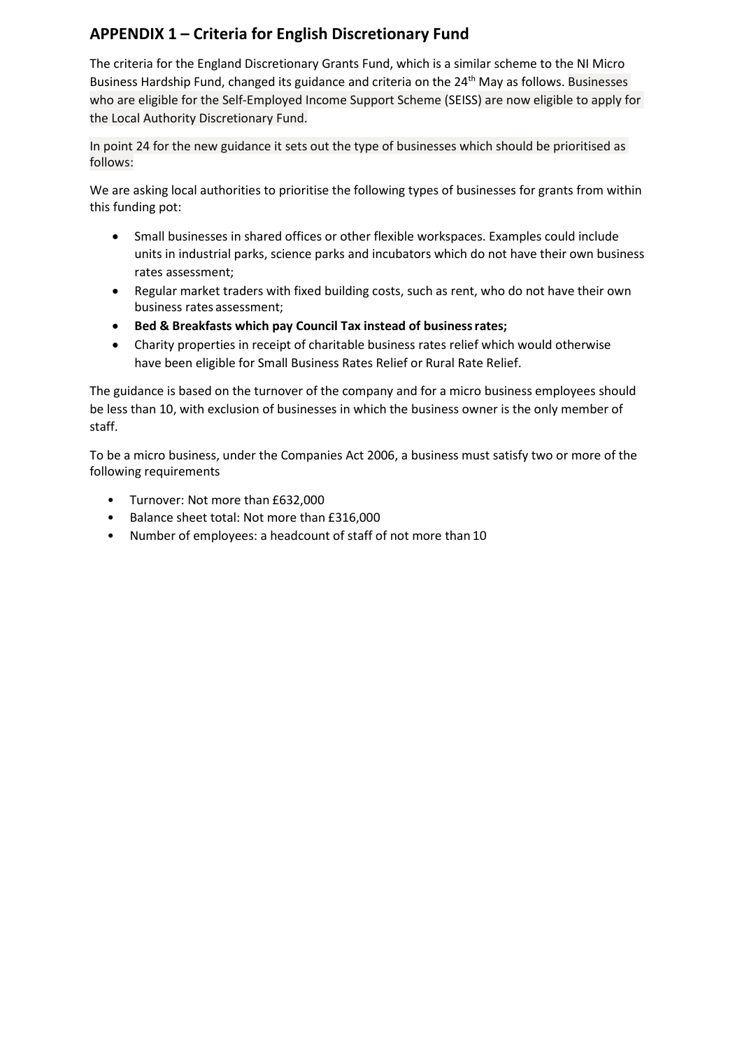## APPENDIX 1 – Criteria for English Discretionary Fund

The criteria for the England Discretionary Grants Fund, which is a similar scheme to the NI Micro Business Hardship Fund, changed its guidance and criteria on the 24th May as follows. Businesses who are eligible for the Self-Employed Income Support Scheme (SEISS) are now eligible to apply for the Local Authority Discretionary Fund.

In point 24 for the new guidance it sets out the type of businesses which should be prioritised as follows:

We are asking local authorities to prioritise the following types of businesses for grants from within this funding pot:

- Small businesses in shared offices or other flexible workspaces. Examples could include units in industrial parks, science parks and incubators which do not have their own business rates assessment;
- Regular market traders with fixed building costs, such as rent, who do not have their own business rates assessment;
- **Bed & Breakfasts which pay Council Tax instead of business rates;**
- Charity properties in receipt of charitable business rates relief which would otherwise have been eligible for Small Business Rates Relief or Rural Rate Relief.

The guidance is based on the turnover of the company and for a micro business employees should be less than 10, with exclusion of businesses in which the business owner is the only member of staff.

To be a micro business, under the Companies Act 2006, a business must satisfy two or more of the following requirements

- Turnover: Not more than £632,000
- Balance sheet total: Not more than £316,000
- Number of employees: a headcount of staff of not more than 10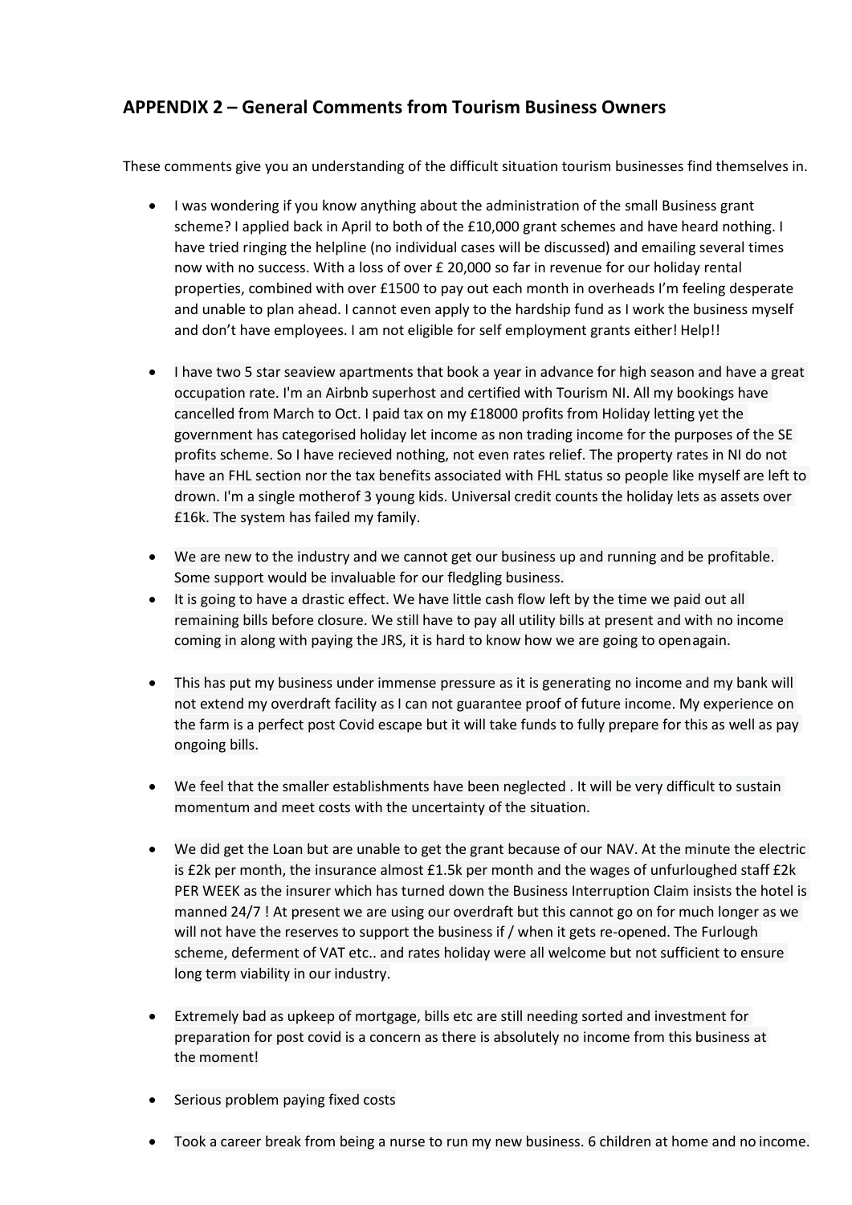## APPENDIX 2 – General Comments from Tourism Business Owners

These comments give you an understanding of the difficult situation tourism businesses find themselves in.

- I was wondering if you know anything about the administration of the small Business grant scheme? I applied back in April to both of the £10,000 grant schemes and have heard nothing. I have tried ringing the helpline (no individual cases will be discussed) and emailing several times now with no success. With a loss of over £ 20,000 so far in revenue for our holiday rental properties, combined with over £1500 to pay out each month in overheads I'm feeling desperate and unable to plan ahead. I cannot even apply to the hardship fund as I work the business myself and don't have employees. I am not eligible for self employment grants either! Help!!

- I have two 5 star seaview apartments that book a year in advance for high season and have a great occupation rate. I'm an Airbnb superhost and certified with Tourism NI. All my bookings have cancelled from March to Oct. I paid tax on my £18000 profits from Holiday letting yet the government has categorised holiday let income as non trading income for the purposes of the SE profits scheme. So I have recieved nothing, not even rates relief. The property rates in NI do not have an FHL section nor the tax benefits associated with FHL status so people like myself are left to drown. I'm a single motherof 3 young kids. Universal credit counts the holiday lets as assets over £16k. The system has failed my family.

- We are new to the industry and we cannot get our business up and running and be profitable. Some support would be invaluable for our fledgling business.
- It is going to have a drastic effect. We have little cash flow left by the time we paid out all remaining bills before closure. We still have to pay all utility bills at present and with no income coming in along with paying the JRS, it is hard to know how we are going to openagain.

- This has put my business under immense pressure as it is generating no income and my bank will not extend my overdraft facility as I can not guarantee proof of future income. My experience on the farm is a perfect post Covid escape but it will take funds to fully prepare for this as well as pay ongoing bills.

- We feel that the smaller establishments have been neglected . It will be very difficult to sustain momentum and meet costs with the uncertainty of the situation.

- We did get the Loan but are unable to get the grant because of our NAV. At the minute the electric is £2k per month, the insurance almost £1.5k per month and the wages of unfurloughed staff £2k PER WEEK as the insurer which has turned down the Business Interruption Claim insists the hotel is manned 24/7 ! At present we are using our overdraft but this cannot go on for much longer as we will not have the reserves to support the business if / when it gets re-opened. The Furlough scheme, deferment of VAT etc.. and rates holiday were all welcome but not sufficient to ensure long term viability in our industry.

- Extremely bad as upkeep of mortgage, bills etc are still needing sorted and investment for preparation for post covid is a concern as there is absolutely no income from this business at the moment!

- Serious problem paying fixed costs

- Took a career break from being a nurse to run my new business. 6 children at home and no income.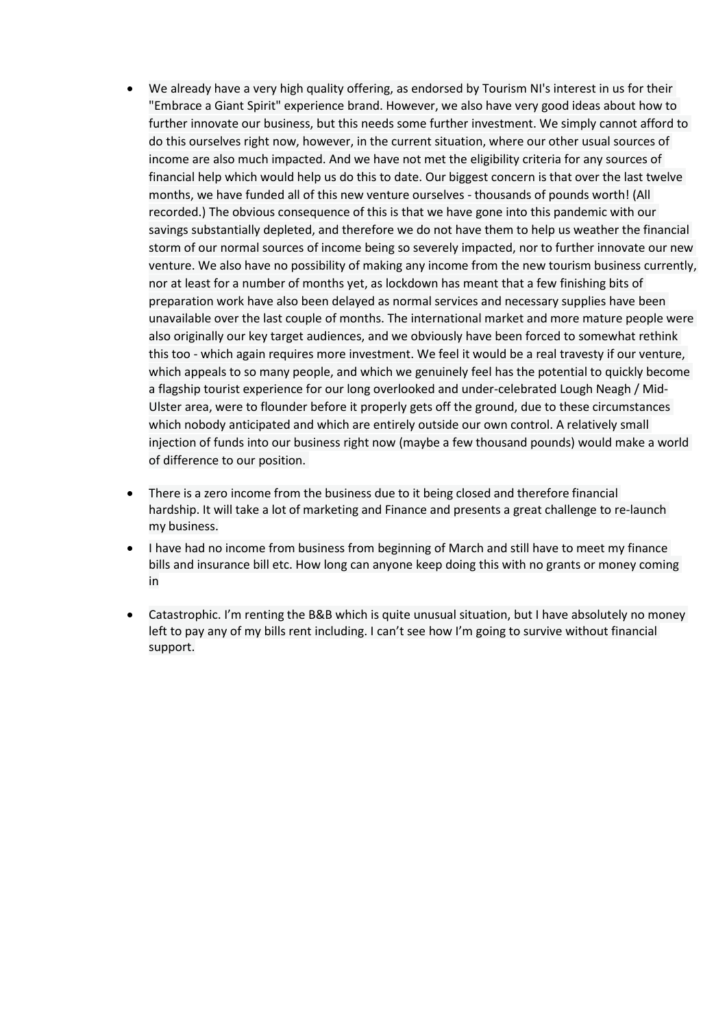- We already have a very high quality offering, as endorsed by Tourism NI's interest in us for their "Embrace a Giant Spirit" experience brand. However, we also have very good ideas about how to further innovate our business, but this needs some further investment. We simply cannot afford to do this ourselves right now, however, in the current situation, where our other usual sources of income are also much impacted. And we have not met the eligibility criteria for any sources of financial help which would help us do this to date. Our biggest concern is that over the last twelve months, we have funded all of this new venture ourselves - thousands of pounds worth! (All recorded.) The obvious consequence of this is that we have gone into this pandemic with our savings substantially depleted, and therefore we do not have them to help us weather the financial storm of our normal sources of income being so severely impacted, nor to further innovate our new venture. We also have no possibility of making any income from the new tourism business currently, nor at least for a number of months yet, as lockdown has meant that a few finishing bits of preparation work have also been delayed as normal services and necessary supplies have been unavailable over the last couple of months. The international market and more mature people were also originally our key target audiences, and we obviously have been forced to somewhat rethink this too - which again requires more investment. We feel it would be a real travesty if our venture, which appeals to so many people, and which we genuinely feel has the potential to quickly become a flagship tourist experience for our long overlooked and under-celebrated Lough Neagh / Mid-Ulster area, were to flounder before it properly gets off the ground, due to these circumstances which nobody anticipated and which are entirely outside our own control. A relatively small injection of funds into our business right now (maybe a few thousand pounds) would make a world of difference to our position.

- There is a zero income from the business due to it being closed and therefore financial hardship. It will take a lot of marketing and Finance and presents a great challenge to re-launch my business.
- I have had no income from business from beginning of March and still have to meet my finance bills and insurance bill etc. How long can anyone keep doing this with no grants or money coming in

- Catastrophic. I'm renting the B&B which is quite unusual situation, but I have absolutely no money left to pay any of my bills rent including. I can't see how I'm going to survive without financial support.